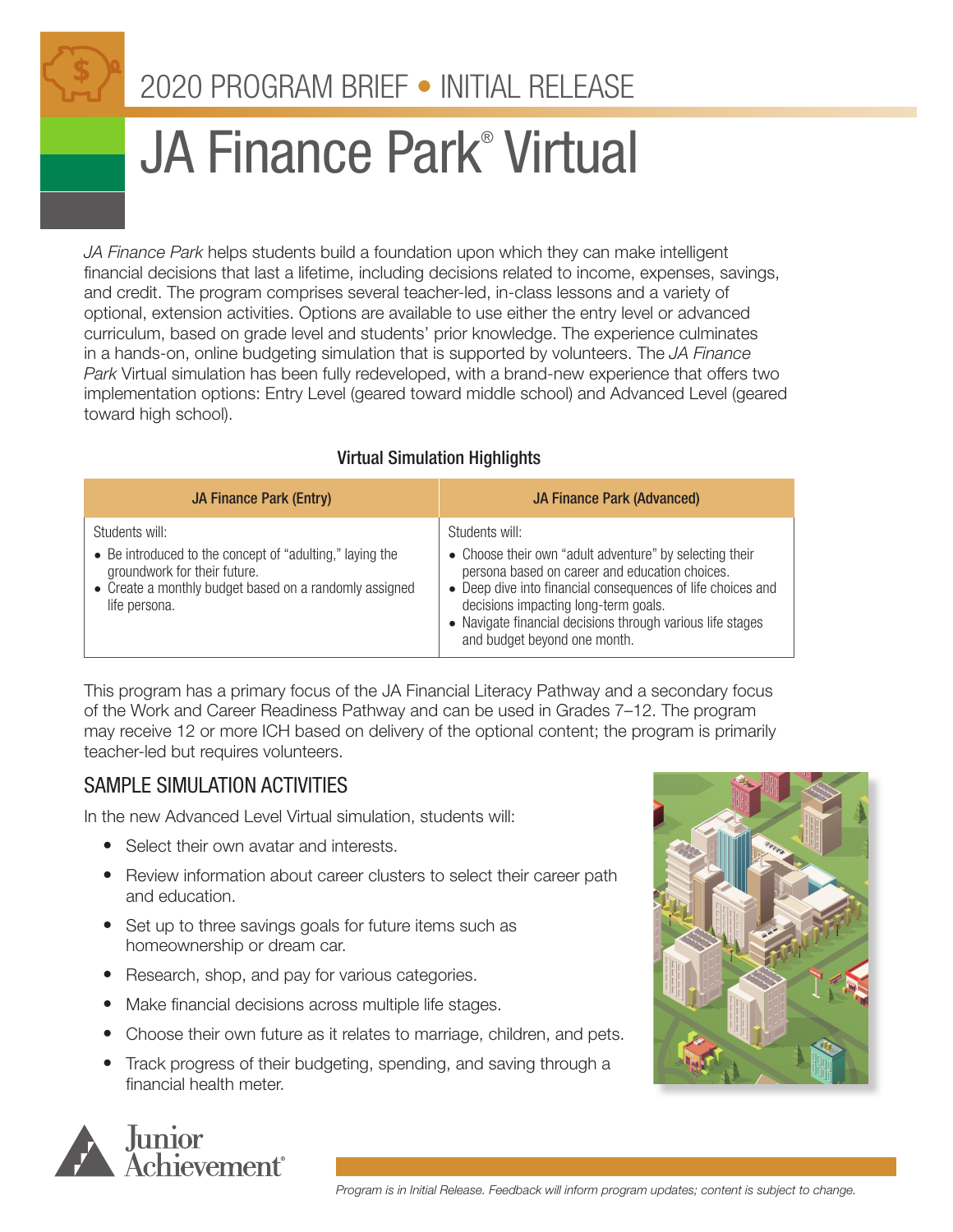2020 PROGRAM BRIEF • INITIAL RELEASE

# JA Finance Park® Virtual

*JA Finance Park* helps students build a foundation upon which they can make intelligent financial decisions that last a lifetime, including decisions related to income, expenses, savings, and credit. The program comprises several teacher-led, in-class lessons and a variety of optional, extension activities. Options are available to use either the entry level or advanced curriculum, based on grade level and students' prior knowledge. The experience culminates in a hands-on, online budgeting simulation that is supported by volunteers. The *JA Finance Park* Virtual simulation has been fully redeveloped, with a brand-new experience that offers two implementation options: Entry Level (geared toward middle school) and Advanced Level (geared toward high school).

### Virtual Simulation Highlights

| JA Finance Park (Entry) | JA Finance Park (Advanced) |
|---|---|
| Students will:<br>• Be introduced to the concept of "adulting," laying the groundwork for their future.<br>• Create a monthly budget based on a randomly assigned life persona. | Students will:<br>• Choose their own "adult adventure" by selecting their persona based on career and education choices.<br>• Deep dive into financial consequences of life choices and decisions impacting long-term goals.<br>• Navigate financial decisions through various life stages and budget beyond one month. |

This program has a primary focus of the JA Financial Literacy Pathway and a secondary focus of the Work and Career Readiness Pathway and can be used in Grades 7–12. The program may receive 12 or more ICH based on delivery of the optional content; the program is primarily teacher-led but requires volunteers.

## SAMPLE SIMULATION ACTIVITIES

In the new Advanced Level Virtual simulation, students will:

- Select their own avatar and interests.
- Review information about career clusters to select their career path and education.
- Set up to three savings goals for future items such as homeownership or dream car.
- Research, shop, and pay for various categories.
- Make financial decisions across multiple life stages.
- Choose their own future as it relates to marriage, children, and pets.
- Track progress of their budgeting, spending, and saving through a financial health meter.

*Program is in Initial Release. Feedback will inform program updates; content is subject to change.*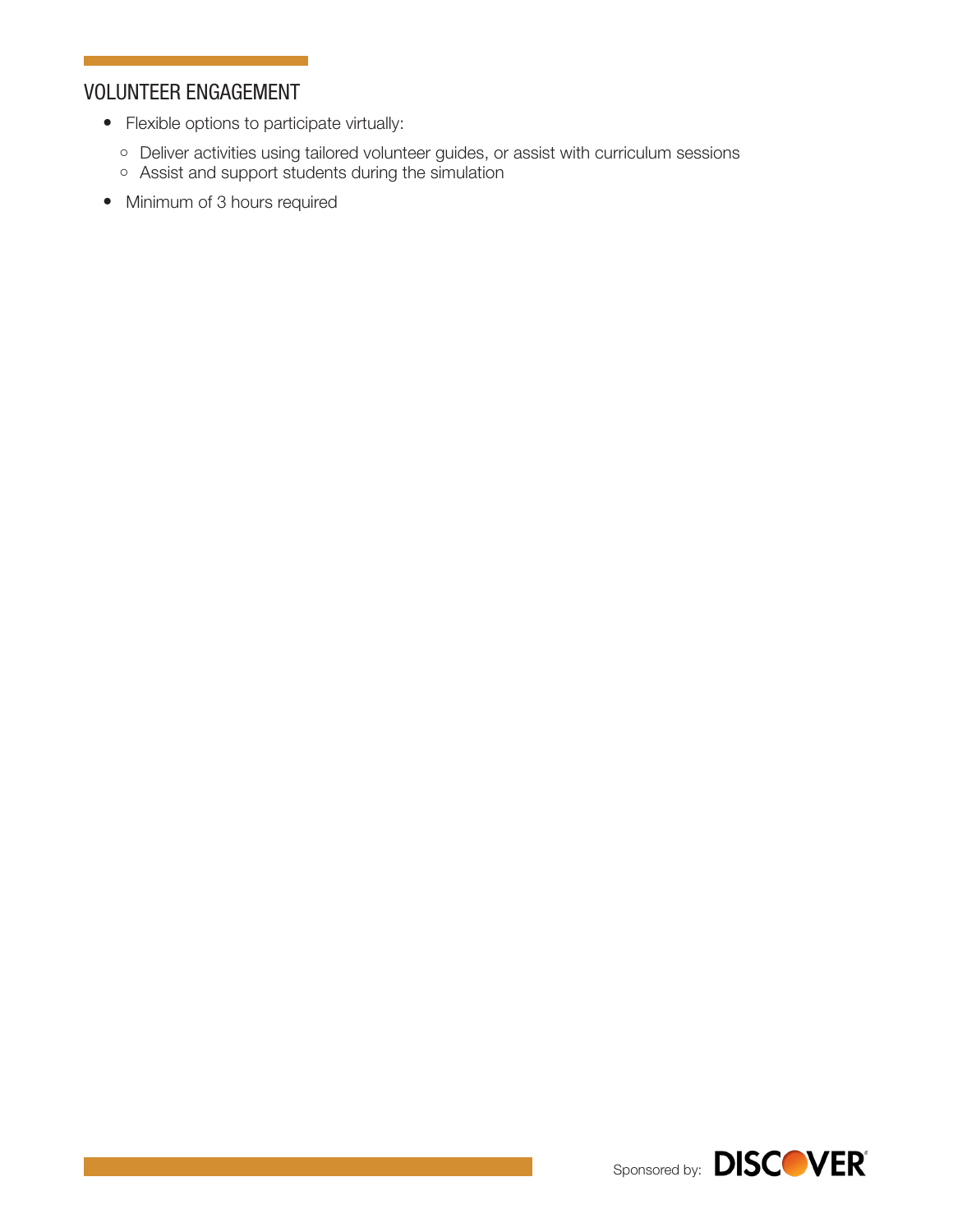## VOLUNTEER ENGAGEMENT

- Flexible options to participate virtually:
  - Deliver activities using tailored volunteer guides, or assist with curriculum sessions
  - Assist and support students during the simulation
- Minimum of 3 hours required

Sponsored by: DISCOVER